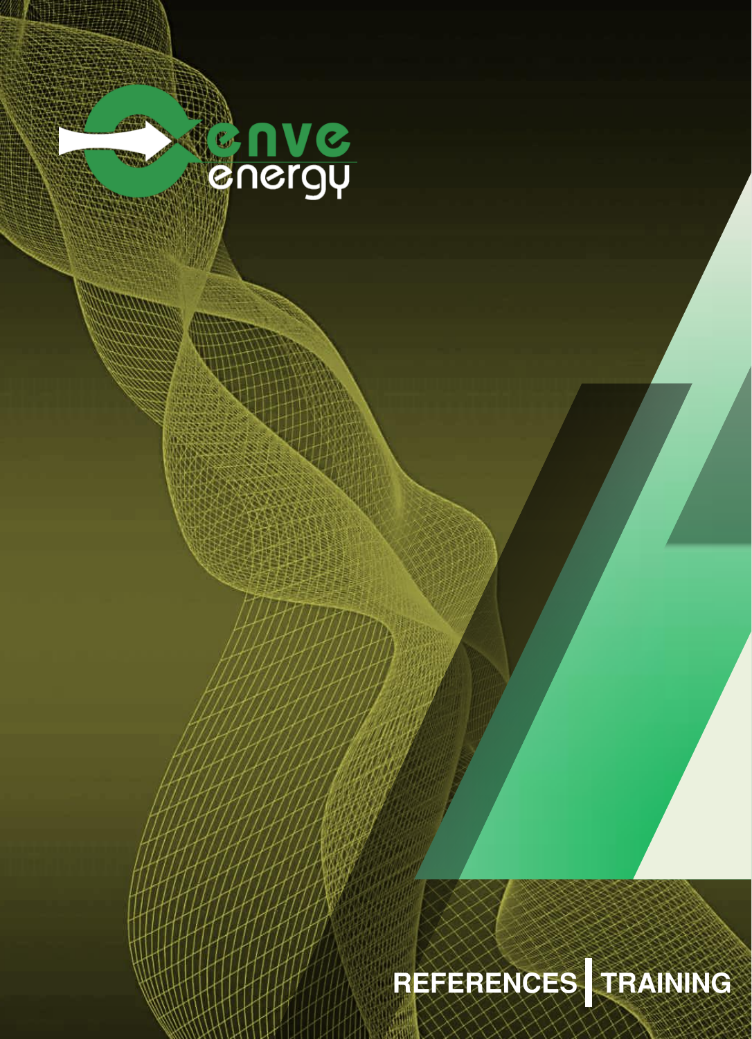enve energy

REFERENCES | TRAINING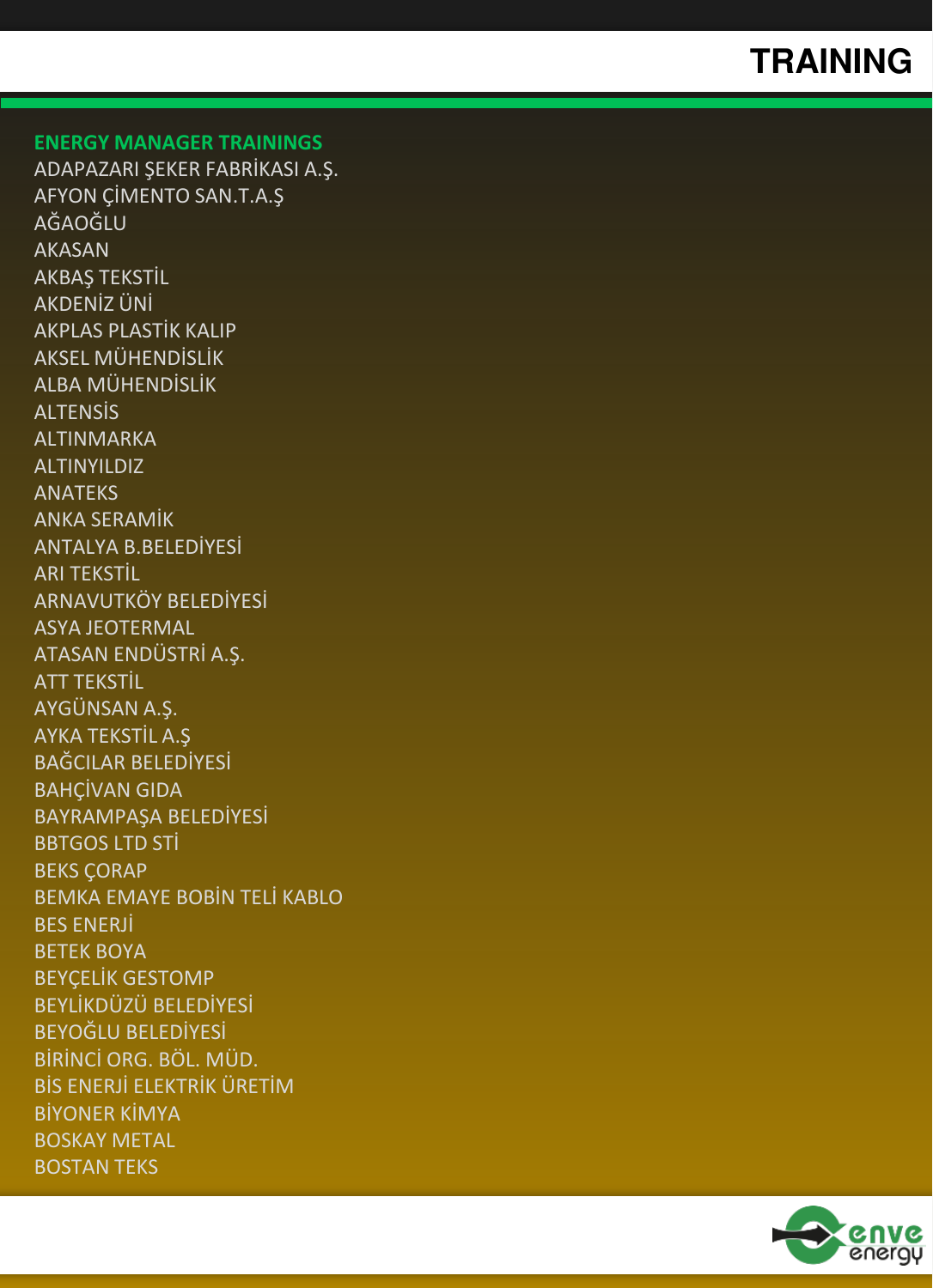# TRAINING

## ENERGY MANAGER TRAININGS

ADAPAZARI ŞEKER FABRİKASI A.Ş.
AFYON ÇİMENTO SAN.T.A.Ş
AĞAOĞLU
AKASAN
AKBAŞ TEKSTİL
AKDENİZ ÜNİ
AKPLAS PLASTİK KALIP
AKSEL MÜHENDİSLİK
ALBA MÜHENDİSLİK
ALTENSİS
ALTINMARKA
ALTINYILDIZ
ANATEKS
ANKA SERAMİK
ANTALYA B.BELEDİYESİ
ARI TEKSTİL
ARNAVUTKÖY BELEDİYESİ
ASYA JEOTERMAL
ATASAN ENDÜSTRİ A.Ş.
ATT TEKSTİL
AYGÜNSAN A.Ş.
AYKA TEKSTİL A.Ş
BAĞCILAR BELEDİYESİ
BAHÇİVAN GIDA
BAYRAMPAŞA BELEDİYESİ
BBTGOS LTD STİ
BEKS ÇORAP
BEMKA EMAYE BOBİN TELİ KABLO
BES ENERJİ
BETEK BOYA
BEYÇELİK GESTOMP
BEYLİKDÜZÜ BELEDİYESİ
BEYOĞLU BELEDİYESİ
BİRİNCİ ORG. BÖL. MÜD.
BİS ENERJİ ELEKTRİK ÜRETİM
BİYONER KİMYA
BOSKAY METAL
BOSTAN TEKS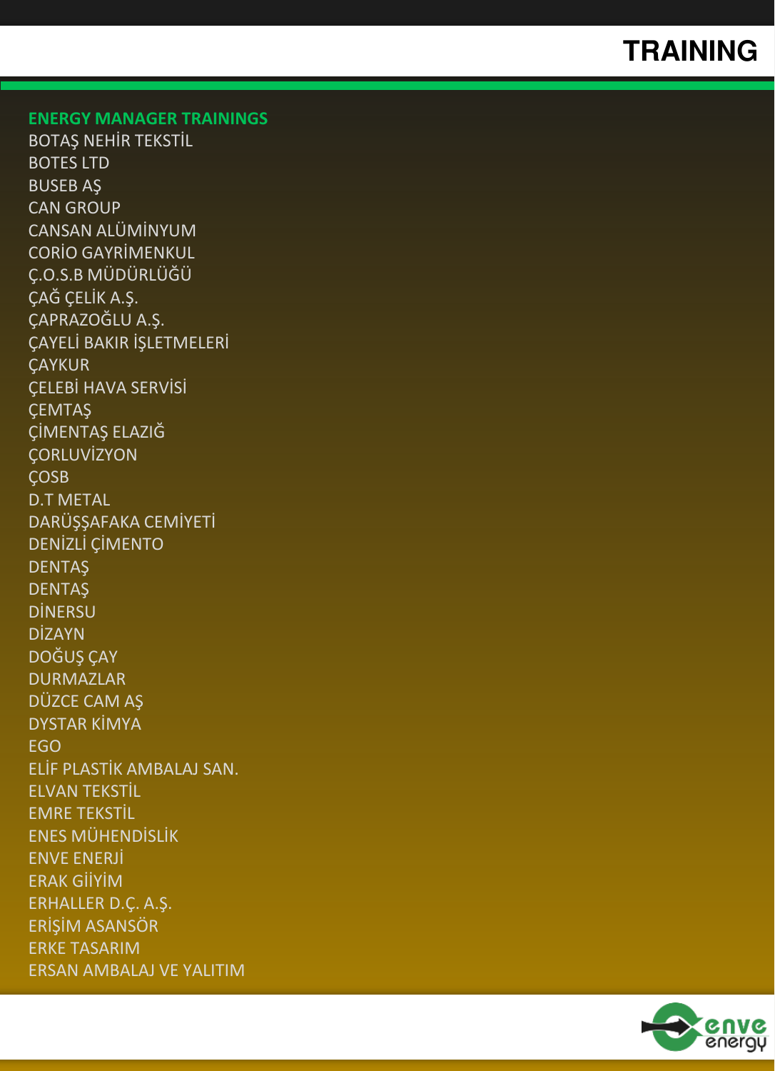# TRAINING

## ENERGY MANAGER TRAININGS

BOTAŞ NEHİR TEKSTİL
BOTES LTD
BUSEB AŞ
CAN GROUP
CANSAN ALÜMİNYUM
CORİO GAYRİMENKUL
Ç.O.S.B MÜDÜRLÜĞÜ
ÇAĞ ÇELİK A.Ş.
ÇAPRAZOĞLU A.Ş.
ÇAYELİ BAKIR İŞLETMELERİ
ÇAYKUR
ÇELEBİ HAVA SERVİSİ
ÇEMTAŞ
ÇİMENTAŞ ELAZIĞ
ÇORLUVİZYON
ÇOSB
D.T METAL
DARÜŞŞAFAKA CEMİYETİ
DENİZLİ ÇİMENTO
DENTAŞ
DENTAŞ
DİNERSU
DİZAYN
DOĞUŞ ÇAY
DURMAZLAR
DÜZCE CAM AŞ
DYSTAR KİMYA
EGO
ELİF PLASTİK AMBALAJ SAN.
ELVAN TEKSTİL
EMRE TEKSTİL
ENES MÜHENDİSLİK
ENVE ENERJİ
ERAK GİİYİM
ERHALLER D.Ç. A.Ş.
ERİŞİM ASANSÖR
ERKE TASARIM
ERSAN AMBALAJ VE YALITIM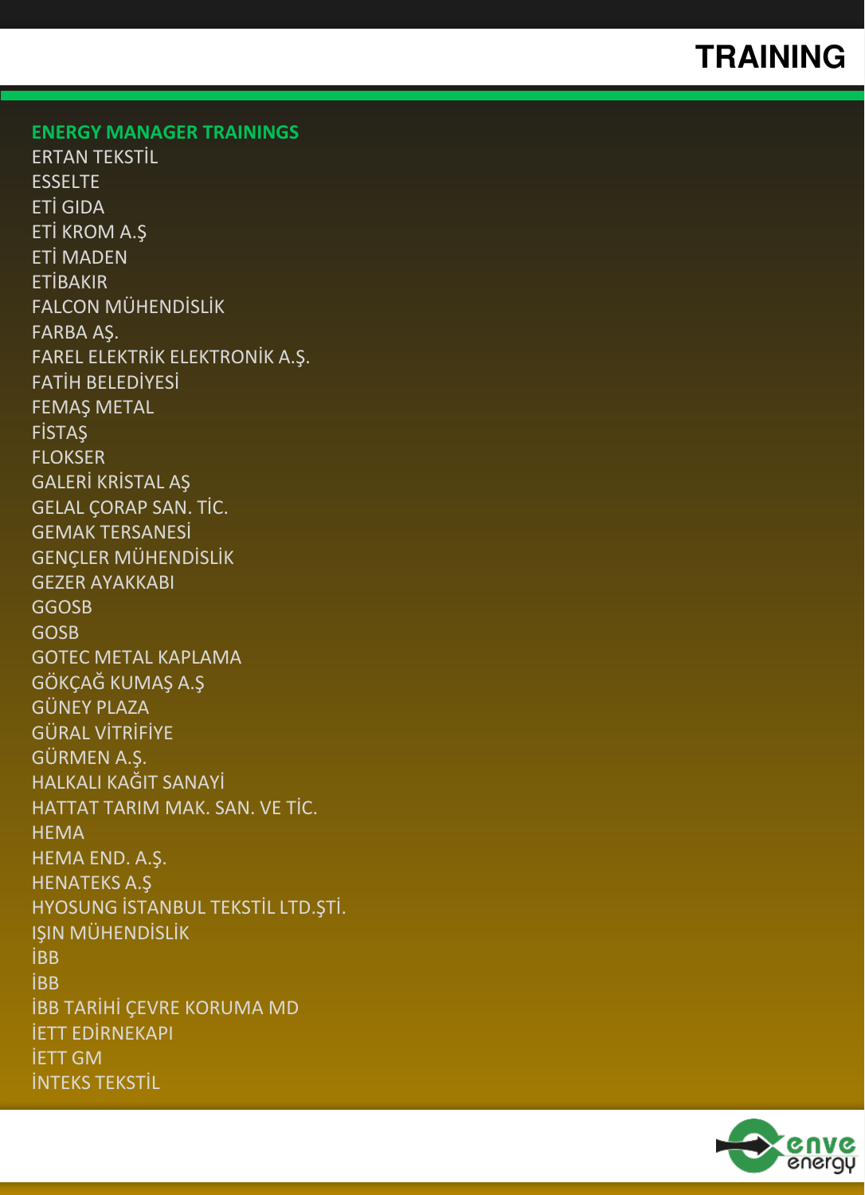## ENERGY MANAGER TRAININGS

ERTAN TEKSTİL
ESSELTE
ETİ GIDA
ETİ KROM A.Ş
ETİ MADEN
ETİBAKIR
FALCON MÜHENDİSLİK
FARBA AŞ.
FAREL ELEKTRİK ELEKTRONİK A.Ş.
FATİH BELEDİYESİ
FEMAŞ METAL
FİSTAŞ
FLOKSER
GALERİ KRİSTAL AŞ
GELAL ÇORAP SAN. TİC.
GEMAK TERSANESİ
GENÇLER MÜHENDİSLİK
GEZER AYAKKABI
GGOSB
GOSB
GOTEC METAL KAPLAMA
GÖKÇAĞ KUMAŞ A.Ş
GÜNEY PLAZA
GÜRAL VİTRİFİYE
GÜRMEN A.Ş.
HALKALI KAĞIT SANAYİ
HATTAT TARIM MAK. SAN. VE TİC.
HEMA
HEMA END. A.Ş.
HENATEKS A.Ş
HYOSUNG İSTANBUL TEKSTİL LTD.ŞTİ.
IŞIN MÜHENDİSLİK
İBB
İBB
İBB TARİHİ ÇEVRE KORUMA MD
İETT EDİRNEKAPI
İETT GM
İNTEKS TEKSTİL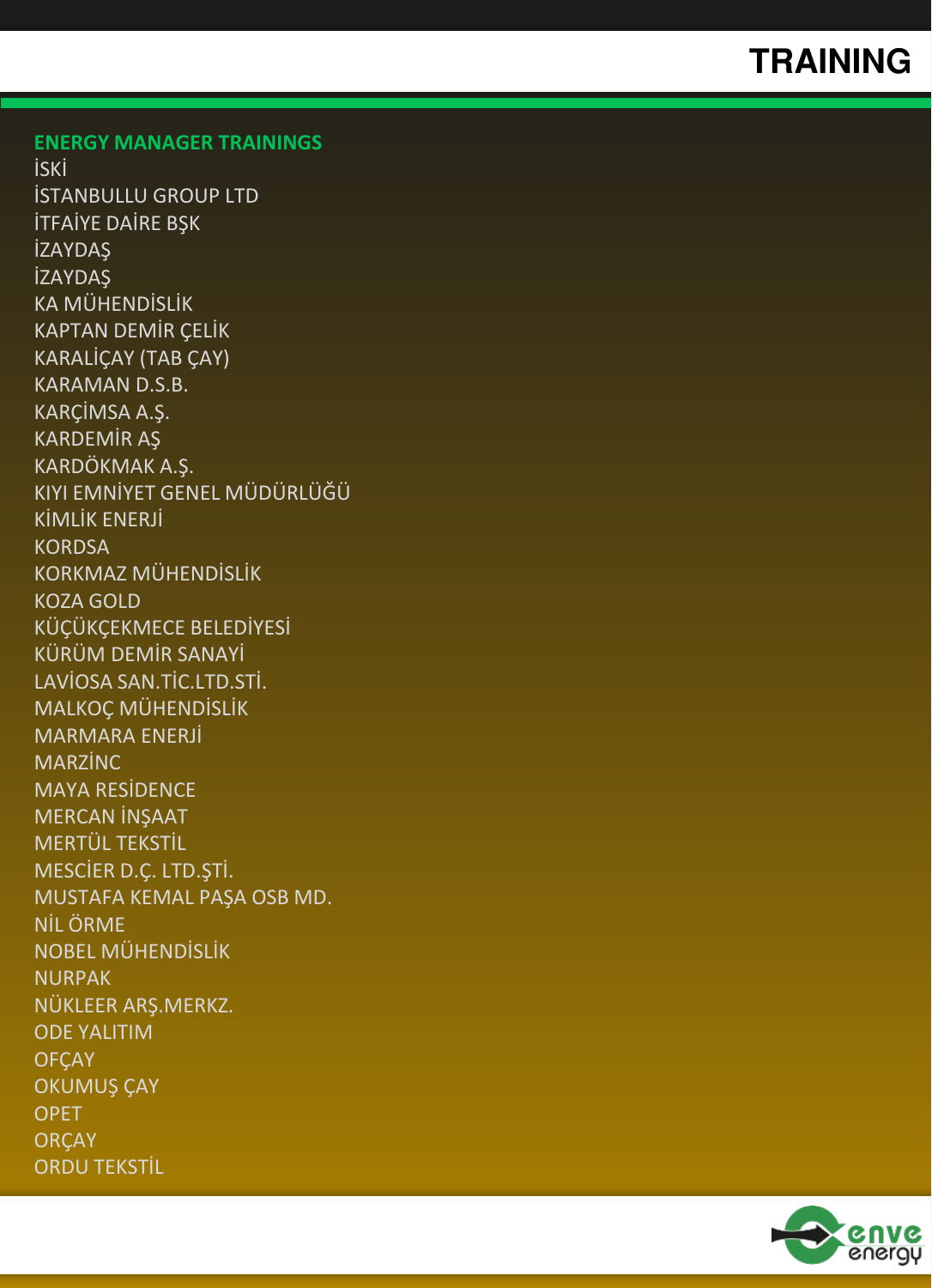# TRAINING

## ENERGY MANAGER TRAININGS

İSKİ
İSTANBULLU GROUP LTD
İTFAİYE DAİRE BŞK
İZAYDAŞ
İZAYDAŞ
KA MÜHENDİSLİK
KAPTAN DEMİR ÇELİK
KARALİÇAY (TAB ÇAY)
KARAMAN D.S.B.
KARÇİMSA A.Ş.
KARDEMİR AŞ
KARDÖKMAK A.Ş.
KIYI EMNİYET GENEL MÜDÜRLÜĞÜ
KİMLİK ENERJİ
KORDSA
KORKMAZ MÜHENDİSLİK
KOZA GOLD
KÜÇÜKÇEKMECE BELEDİYESİ
KÜRÜM DEMİR SANAYİ
LAVİOSA SAN.TİC.LTD.STİ.
MALKOÇ MÜHENDİSLİK
MARMARA ENERJİ
MARZİNC
MAYA RESİDENCE
MERCAN İNŞAAT
MERTÜL TEKSTİL
MESCİER D.Ç. LTD.ŞTİ.
MUSTAFA KEMAL PAŞA OSB MD.
NİL ÖRME
NOBEL MÜHENDİSLİK
NURPAK
NÜKLEER ARŞ.MERKZ.
ODE YALITIM
OFÇAY
OKUMUŞ ÇAY
OPET
ORÇAY
ORDU TEKSTİL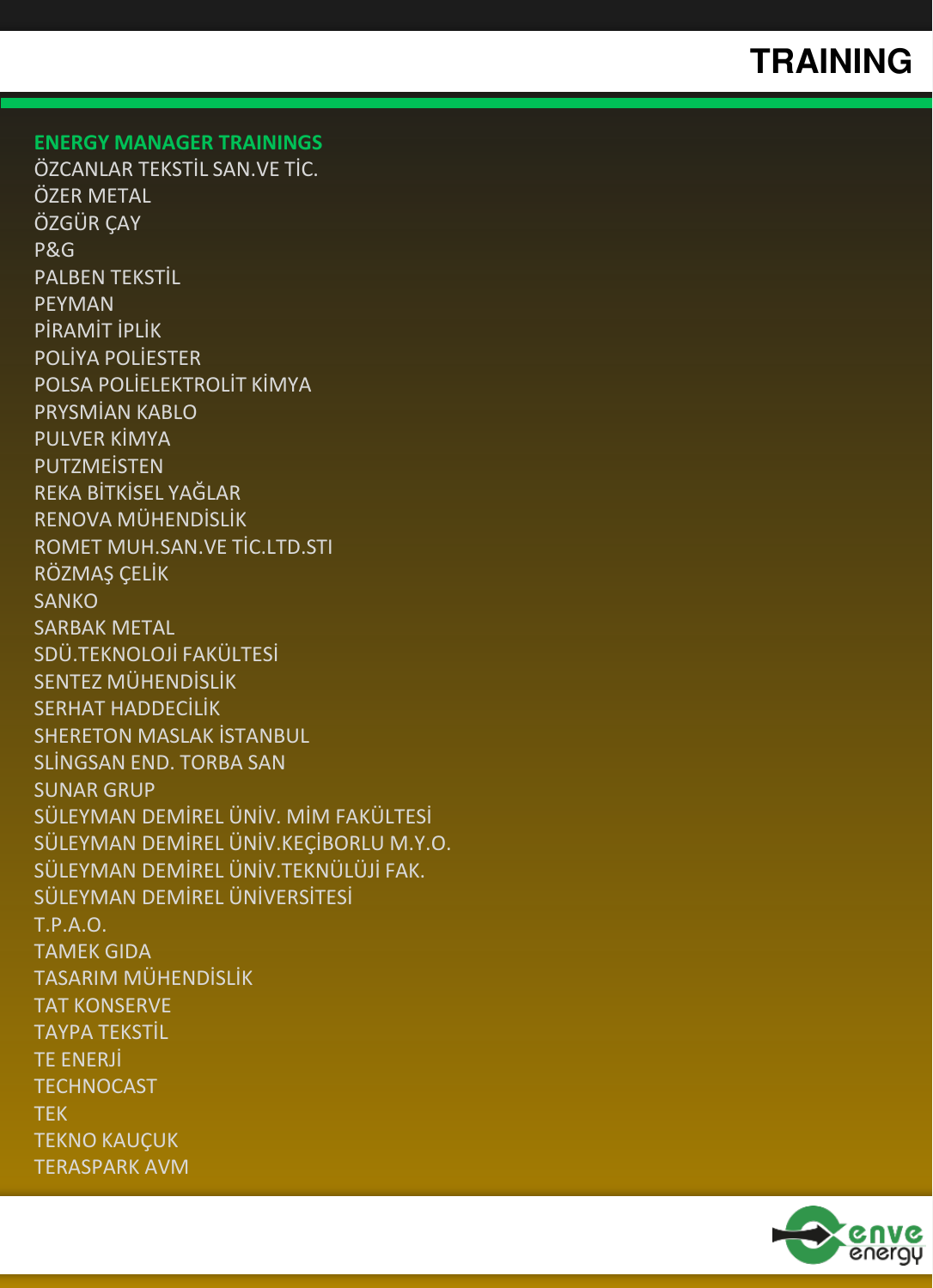# TRAINING

## ENERGY MANAGER TRAININGS

ÖZCANLAR TEKSTİL SAN.VE TİC.
ÖZER METAL
ÖZGÜR ÇAY
P&G
PALBEN TEKSTİL
PEYMAN
PİRAMİT İPLİK
POLİYA POLİESTER
POLSA POLİELEKTROLİT KİMYA
PRYSMİAN KABLO
PULVER KİMYA
PUTZMEİSTEN
REKA BİTKİSEL YAĞLAR
RENOVA MÜHENDİSLİK
ROMET MUH.SAN.VE TİC.LTD.STI
RÖZMAŞ ÇELİK
SANKO
SARBAK METAL
SDÜ.TEKNOLOJİ FAKÜLTESİ
SENTEZ MÜHENDİSLİK
SERHAT HADDECİLİK
SHERETON MASLAK İSTANBUL
SLİNGSAN END. TORBA SAN
SUNAR GRUP
SÜLEYMAN DEMİREL ÜNİV. MİM FAKÜLTESİ
SÜLEYMAN DEMİREL ÜNİV.KEÇİBORLU M.Y.O.
SÜLEYMAN DEMİREL ÜNİV.TEKNÜLÜJİ FAK.
SÜLEYMAN DEMİREL ÜNİVERSİTESİ
T.P.A.O.
TAMEK GIDA
TASARIM MÜHENDİSLİK
TAT KONSERVE
TAYPA TEKSTİL
TE ENERJİ
TECHNOCAST
TEK
TEKNO KAUÇUK
TERASPARK AVM

enve energy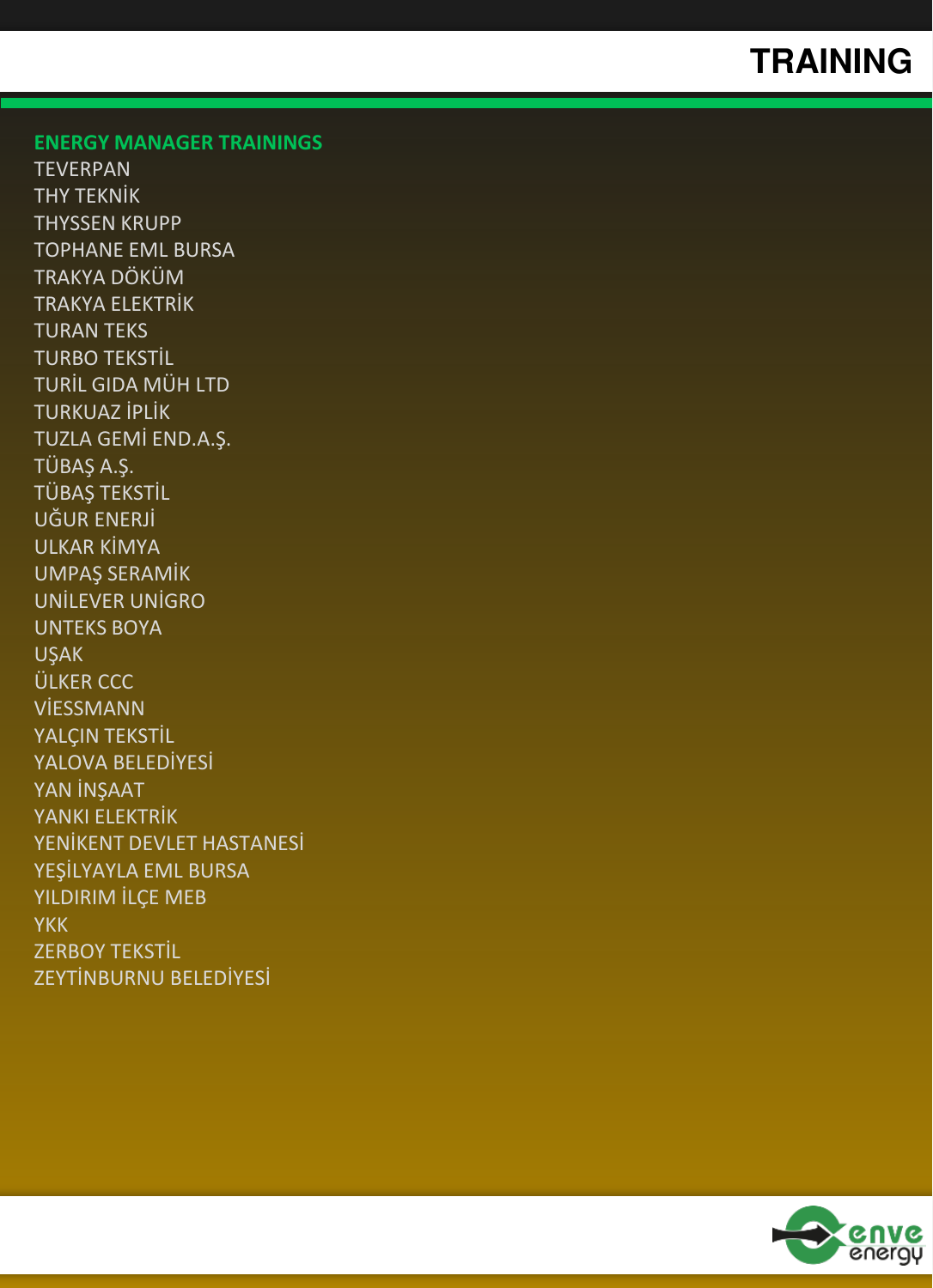# TRAINING

## ENERGY MANAGER TRAININGS

TEVERPAN
THY TEKNİK
THYSSEN KRUPP
TOPHANE EML BURSA
TRAKYA DÖKÜM
TRAKYA ELEKTRİK
TURAN TEKS
TURBO TEKSTİL
TURİL GIDA MÜH LTD
TURKUAZ İPLİK
TUZLA GEMİ END.A.Ş.
TÜBAŞ A.Ş.
TÜBAŞ TEKSTİL
UĞUR ENERJİ
ULKAR KİMYA
UMPAŞ SERAMİK
UNİLEVER UNİGRO
UNTEKS BOYA
UŞAK
ÜLKER CCC
VİESSMANN
YALÇIN TEKSTİL
YALOVA BELEDİYESİ
YAN İNŞAAT
YANKI ELEKTRİK
YENİKENT DEVLET HASTANESİ
YEŞİLYAYLA EML BURSA
YILDIRIM İLÇE MEB
YKK
ZERBOY TEKSTİL
ZEYTİNBURNU BELEDİYESİ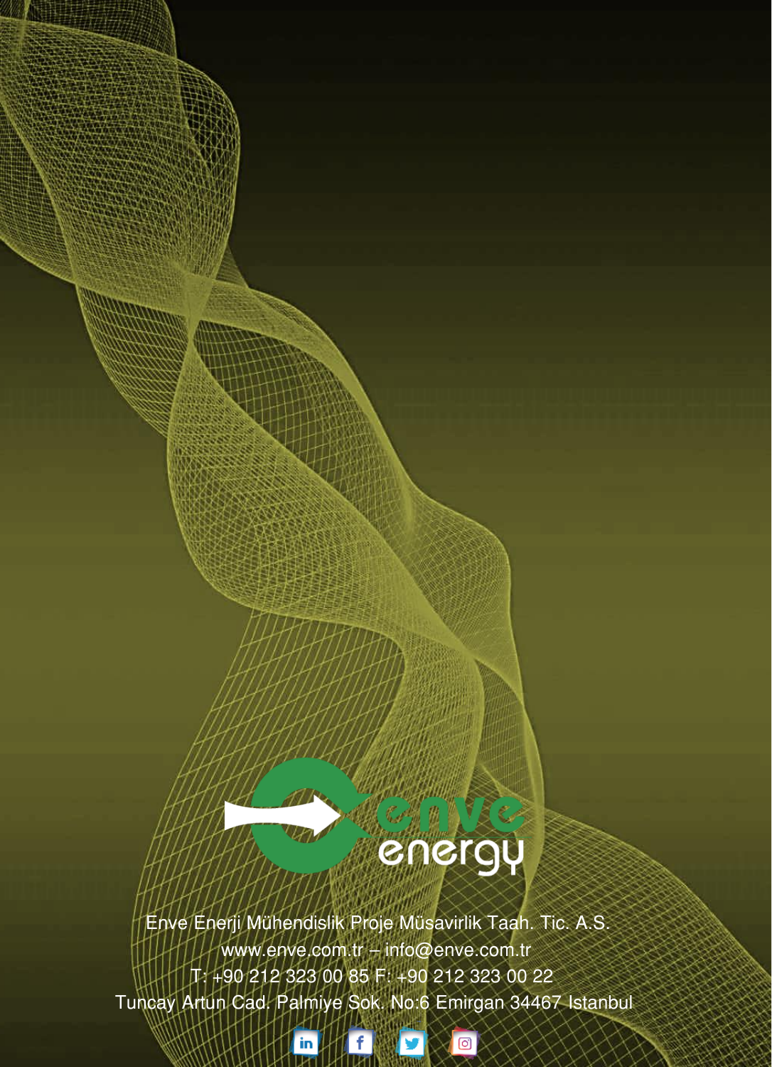enve energy

Enve Enerji Mühendislik Proje Müsavirlik Taah. Tic. A.S.

www.enve.com.tr – info@enve.com.tr

T: +90 212 323 00 85 F: +90 212 323 00 22

Tuncay Artun Cad. Palmiye Sok. No:6 Emirgan 34467 Istanbul